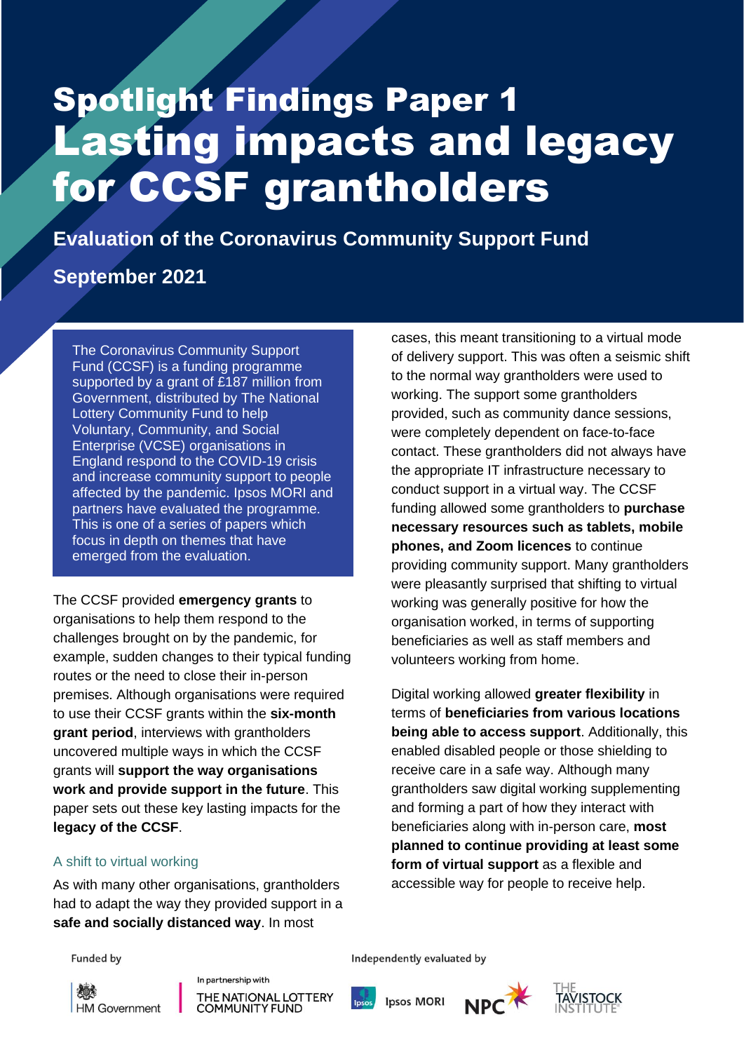# Spotlight Findings Paper 1
# Lasting impacts and legacy for CCSF grantholders

**Evaluation of the Coronavirus Community Support Fund**

**September 2021**

The Coronavirus Community Support Fund (CCSF) is a funding programme supported by a grant of £187 million from Government, distributed by The National Lottery Community Fund to help Voluntary, Community, and Social Enterprise (VCSE) organisations in England respond to the COVID-19 crisis and increase community support to people affected by the pandemic. Ipsos MORI and partners have evaluated the programme. This is one of a series of papers which focus in depth on themes that have emerged from the evaluation.

The CCSF provided **emergency grants** to organisations to help them respond to the challenges brought on by the pandemic, for example, sudden changes to their typical funding routes or the need to close their in-person premises. Although organisations were required to use their CCSF grants within the **six-month grant period**, interviews with grantholders uncovered multiple ways in which the CCSF grants will **support the way organisations work and provide support in the future**. This paper sets out these key lasting impacts for the **legacy of the CCSF**.

## A shift to virtual working

As with many other organisations, grantholders had to adapt the way they provided support in a **safe and socially distanced way**. In most cases, this meant transitioning to a virtual mode of delivery support. This was often a seismic shift to the normal way grantholders were used to working. The support some grantholders provided, such as community dance sessions, were completely dependent on face-to-face contact. These grantholders did not always have the appropriate IT infrastructure necessary to conduct support in a virtual way. The CCSF funding allowed some grantholders to **purchase necessary resources such as tablets, mobile phones, and Zoom licences** to continue providing community support. Many grantholders were pleasantly surprised that shifting to virtual working was generally positive for how the organisation worked, in terms of supporting beneficiaries as well as staff members and volunteers working from home.

Digital working allowed **greater flexibility** in terms of **beneficiaries from various locations being able to access support**. Additionally, this enabled disabled people or those shielding to receive care in a safe way. Although many grantholders saw digital working supplementing and forming a part of how they interact with beneficiaries along with in-person care, **most planned to continue providing at least some form of virtual support** as a flexible and accessible way for people to receive help.

Funded by

HM Government

In partnership with THE NATIONAL LOTTERY COMMUNITY FUND

Independently evaluated by

Ipsos MORI

NPC

THE TAVISTOCK INSTITUTE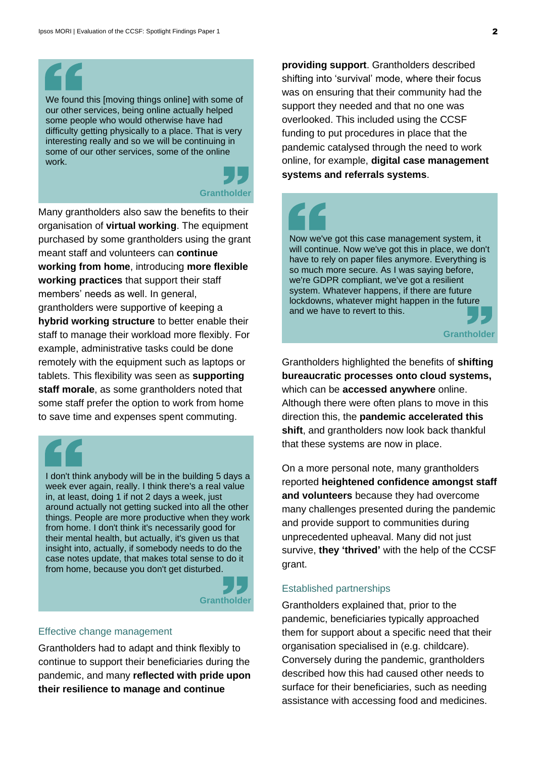> We found this [moving things online] with some of our other services, being online actually helped some people who would otherwise have had difficulty getting physically to a place. That is very interesting really and so we will be continuing in some of our other services, some of the online work.
>
> **Grantholder**

Many grantholders also saw the benefits to their organisation of **virtual working**. The equipment purchased by some grantholders using the grant meant staff and volunteers can **continue working from home**, introducing **more flexible working practices** that support their staff members' needs as well. In general, grantholders were supportive of keeping a **hybrid working structure** to better enable their staff to manage their workload more flexibly. For example, administrative tasks could be done remotely with the equipment such as laptops or tablets. This flexibility was seen as **supporting staff morale**, as some grantholders noted that some staff prefer the option to work from home to save time and expenses spent commuting.

> I don't think anybody will be in the building 5 days a week ever again, really. I think there's a real value in, at least, doing 1 if not 2 days a week, just around actually not getting sucked into all the other things. People are more productive when they work from home. I don't think it's necessarily good for their mental health, but actually, it's given us that insight into, actually, if somebody needs to do the case notes update, that makes total sense to do it from home, because you don't get disturbed.
>
> **Grantholder**

### Effective change management

Grantholders had to adapt and think flexibly to continue to support their beneficiaries during the pandemic, and many **reflected with pride upon their resilience to manage and continue providing support**. Grantholders described shifting into 'survival' mode, where their focus was on ensuring that their community had the support they needed and that no one was overlooked. This included using the CCSF funding to put procedures in place that the pandemic catalysed through the need to work online, for example, **digital case management systems and referrals systems**.

> Now we've got this case management system, it will continue. Now we've got this in place, we don't have to rely on paper files anymore. Everything is so much more secure. As I was saying before, we're GDPR compliant, we've got a resilient system. Whatever happens, if there are future lockdowns, whatever might happen in the future and we have to revert to this.
>
> **Grantholder**

Grantholders highlighted the benefits of **shifting bureaucratic processes onto cloud systems,** which can be **accessed anywhere** online. Although there were often plans to move in this direction this, the **pandemic accelerated this shift**, and grantholders now look back thankful that these systems are now in place.

On a more personal note, many grantholders reported **heightened confidence amongst staff and volunteers** because they had overcome many challenges presented during the pandemic and provide support to communities during unprecedented upheaval. Many did not just survive, **they 'thrived'** with the help of the CCSF grant.

### Established partnerships

Grantholders explained that, prior to the pandemic, beneficiaries typically approached them for support about a specific need that their organisation specialised in (e.g. childcare). Conversely during the pandemic, grantholders described how this had caused other needs to surface for their beneficiaries, such as needing assistance with accessing food and medicines.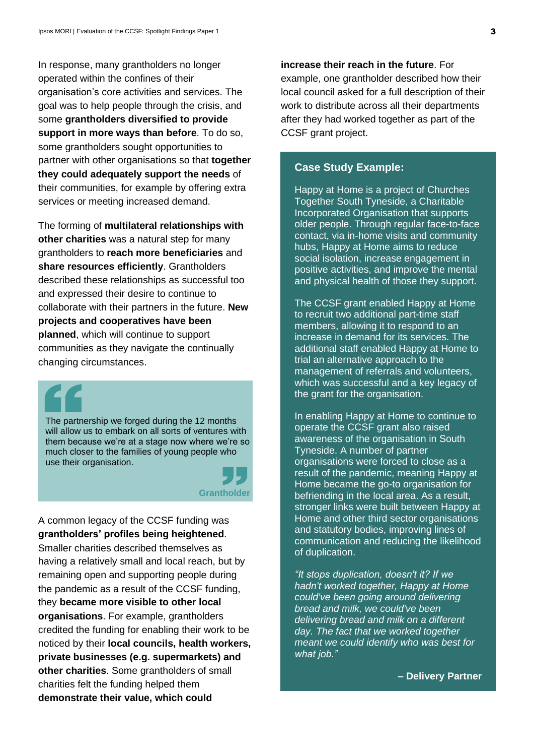In response, many grantholders no longer operated within the confines of their organisation's core activities and services. The goal was to help people through the crisis, and some **grantholders diversified to provide support in more ways than before**. To do so, some grantholders sought opportunities to partner with other organisations so that **together they could adequately support the needs** of their communities, for example by offering extra services or meeting increased demand.

The forming of **multilateral relationships with other charities** was a natural step for many grantholders to **reach more beneficiaries** and **share resources efficiently**. Grantholders described these relationships as successful too and expressed their desire to continue to collaborate with their partners in the future. **New projects and cooperatives have been planned**, which will continue to support communities as they navigate the continually changing circumstances.

> The partnership we forged during the 12 months will allow us to embark on all sorts of ventures with them because we're at a stage now where we're so much closer to the families of young people who use their organisation.
>
> **Grantholder**

A common legacy of the CCSF funding was **grantholders' profiles being heightened**. Smaller charities described themselves as having a relatively small and local reach, but by remaining open and supporting people during the pandemic as a result of the CCSF funding, they **became more visible to other local organisations**. For example, grantholders credited the funding for enabling their work to be noticed by their **local councils, health workers, private businesses (e.g. supermarkets) and other charities**. Some grantholders of small charities felt the funding helped them **demonstrate their value, which could increase their reach in the future**. For example, one grantholder described how their local council asked for a full description of their work to distribute across all their departments after they had worked together as part of the CCSF grant project.

### Case Study Example:

Happy at Home is a project of Churches Together South Tyneside, a Charitable Incorporated Organisation that supports older people. Through regular face-to-face contact, via in-home visits and community hubs, Happy at Home aims to reduce social isolation, increase engagement in positive activities, and improve the mental and physical health of those they support.

The CCSF grant enabled Happy at Home to recruit two additional part-time staff members, allowing it to respond to an increase in demand for its services. The additional staff enabled Happy at Home to trial an alternative approach to the management of referrals and volunteers, which was successful and a key legacy of the grant for the organisation.

In enabling Happy at Home to continue to operate the CCSF grant also raised awareness of the organisation in South Tyneside. A number of partner organisations were forced to close as a result of the pandemic, meaning Happy at Home became the go-to organisation for befriending in the local area. As a result, stronger links were built between Happy at Home and other third sector organisations and statutory bodies, improving lines of communication and reducing the likelihood of duplication.

*"It stops duplication, doesn't it? If we hadn't worked together, Happy at Home could've been going around delivering bread and milk, we could've been delivering bread and milk on a different day. The fact that we worked together meant we could identify who was best for what job."*

**– Delivery Partner**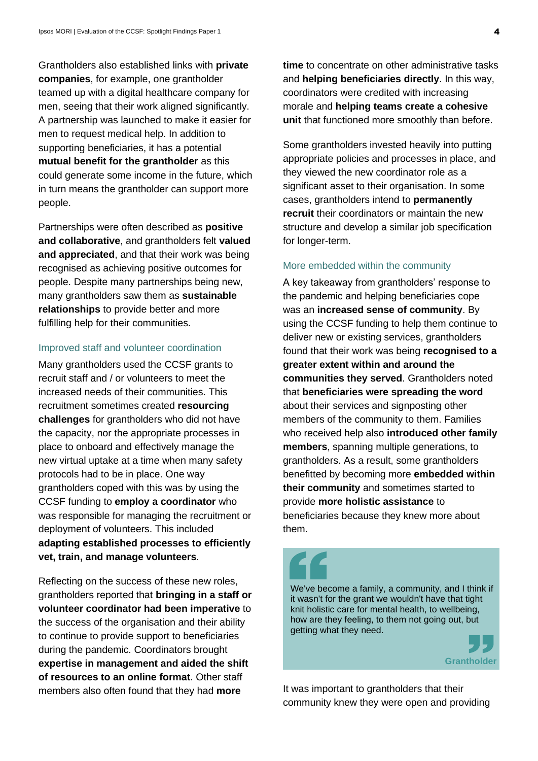Grantholders also established links with **private companies**, for example, one grantholder teamed up with a digital healthcare company for men, seeing that their work aligned significantly. A partnership was launched to make it easier for men to request medical help. In addition to supporting beneficiaries, it has a potential **mutual benefit for the grantholder** as this could generate some income in the future, which in turn means the grantholder can support more people.

Partnerships were often described as **positive and collaborative**, and grantholders felt **valued and appreciated**, and that their work was being recognised as achieving positive outcomes for people. Despite many partnerships being new, many grantholders saw them as **sustainable relationships** to provide better and more fulfilling help for their communities.

### Improved staff and volunteer coordination

Many grantholders used the CCSF grants to recruit staff and / or volunteers to meet the increased needs of their communities. This recruitment sometimes created **resourcing challenges** for grantholders who did not have the capacity, nor the appropriate processes in place to onboard and effectively manage the new virtual uptake at a time when many safety protocols had to be in place. One way grantholders coped with this was by using the CCSF funding to **employ a coordinator** who was responsible for managing the recruitment or deployment of volunteers. This included **adapting established processes to efficiently vet, train, and manage volunteers**.

Reflecting on the success of these new roles, grantholders reported that **bringing in a staff or volunteer coordinator had been imperative** to the success of the organisation and their ability to continue to provide support to beneficiaries during the pandemic. Coordinators brought **expertise in management and aided the shift of resources to an online format**. Other staff members also often found that they had **more time** to concentrate on other administrative tasks and **helping beneficiaries directly**. In this way, coordinators were credited with increasing morale and **helping teams create a cohesive unit** that functioned more smoothly than before.

Some grantholders invested heavily into putting appropriate policies and processes in place, and they viewed the new coordinator role as a significant asset to their organisation. In some cases, grantholders intend to **permanently recruit** their coordinators or maintain the new structure and develop a similar job specification for longer-term.

### More embedded within the community

A key takeaway from grantholders' response to the pandemic and helping beneficiaries cope was an **increased sense of community**. By using the CCSF funding to help them continue to deliver new or existing services, grantholders found that their work was being **recognised to a greater extent within and around the communities they served**. Grantholders noted that **beneficiaries were spreading the word** about their services and signposting other members of the community to them. Families who received help also **introduced other family members**, spanning multiple generations, to grantholders. As a result, some grantholders benefitted by becoming more **embedded within their community** and sometimes started to provide **more holistic assistance** to beneficiaries because they knew more about them.

> We've become a family, a community, and I think if it wasn't for the grant we wouldn't have that tight knit holistic care for mental health, to wellbeing, how are they feeling, to them not going out, but getting what they need.
>
> **Grantholder**

It was important to grantholders that their community knew they were open and providing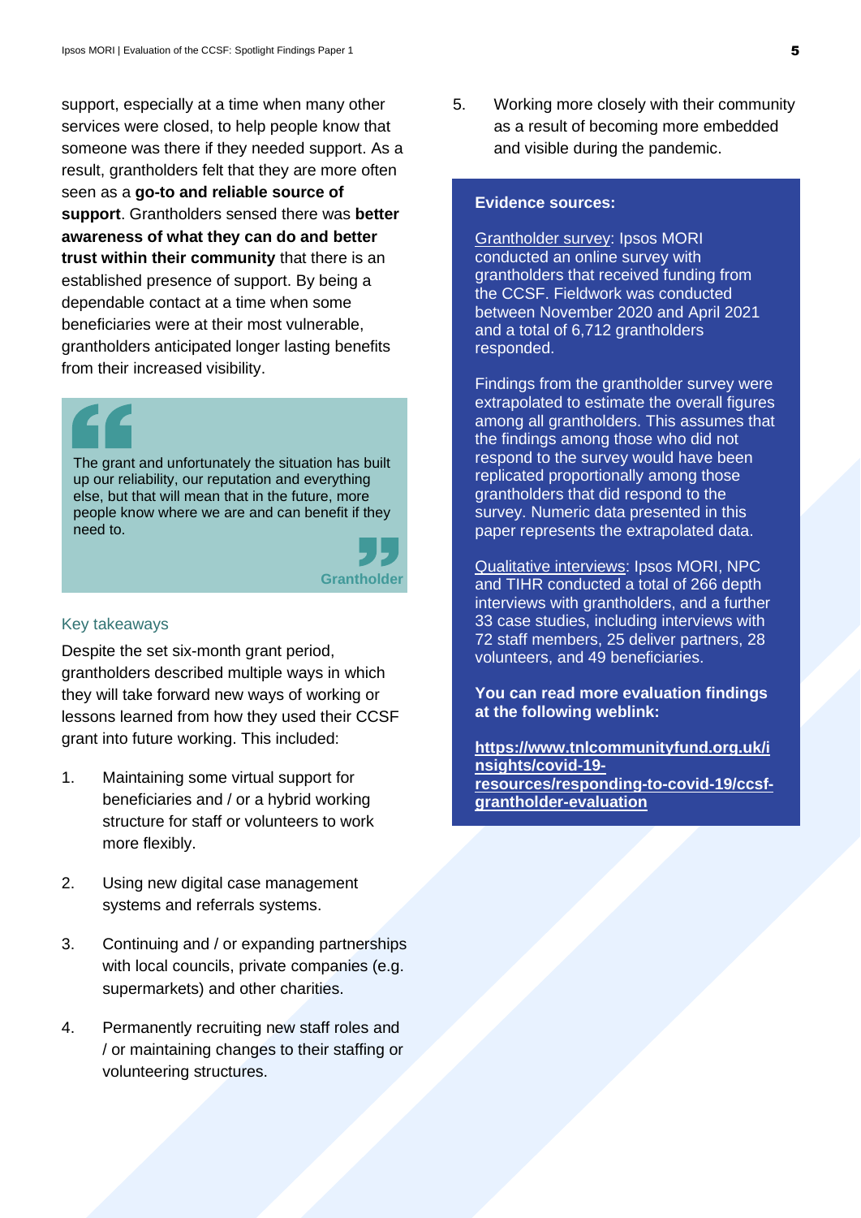support, especially at a time when many other services were closed, to help people know that someone was there if they needed support. As a result, grantholders felt that they are more often seen as a **go-to and reliable source of support**. Grantholders sensed there was **better awareness of what they can do and better trust within their community** that there is an established presence of support. By being a dependable contact at a time when some beneficiaries were at their most vulnerable, grantholders anticipated longer lasting benefits from their increased visibility.

> The grant and unfortunately the situation has built up our reliability, our reputation and everything else, but that will mean that in the future, more people know where we are and can benefit if they need to.
>
> **Grantholder**

### Key takeaways

Despite the set six-month grant period, grantholders described multiple ways in which they will take forward new ways of working or lessons learned from how they used their CCSF grant into future working. This included:

1. Maintaining some virtual support for beneficiaries and / or a hybrid working structure for staff or volunteers to work more flexibly.
2. Using new digital case management systems and referrals systems.
3. Continuing and / or expanding partnerships with local councils, private companies (e.g. supermarkets) and other charities.
4. Permanently recruiting new staff roles and / or maintaining changes to their staffing or volunteering structures.
5. Working more closely with their community as a result of becoming more embedded and visible during the pandemic.

**Evidence sources:**

Grantholder survey: Ipsos MORI conducted an online survey with grantholders that received funding from the CCSF. Fieldwork was conducted between November 2020 and April 2021 and a total of 6,712 grantholders responded.

Findings from the grantholder survey were extrapolated to estimate the overall figures among all grantholders. This assumes that the findings among those who did not respond to the survey would have been replicated proportionally among those grantholders that did respond to the survey. Numeric data presented in this paper represents the extrapolated data.

Qualitative interviews: Ipsos MORI, NPC and TIHR conducted a total of 266 depth interviews with grantholders, and a further 33 case studies, including interviews with 72 staff members, 25 deliver partners, 28 volunteers, and 49 beneficiaries.

**You can read more evaluation findings at the following weblink:**

**https://www.tnlcommunityfund.org.uk/insights/covid-19-resources/responding-to-covid-19/ccsf-grantholder-evaluation**